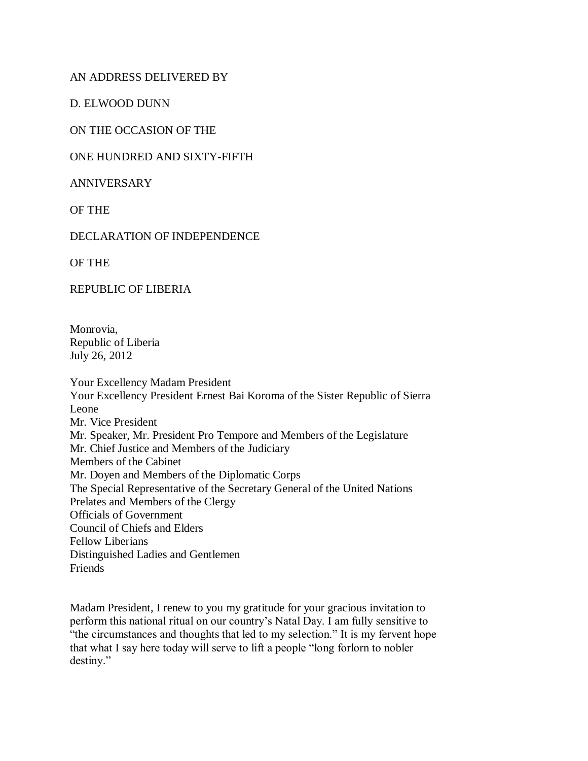AN ADDRESS DELIVERED BY

D. ELWOOD DUNN

ON THE OCCASION OF THE

ONE HUNDRED AND SIXTY-FIFTH

ANNIVERSARY

OF THE

DECLARATION OF INDEPENDENCE

OF THE

REPUBLIC OF LIBERIA

Monrovia,
Republic of Liberia
July 26, 2012

Your Excellency Madam President
Your Excellency President Ernest Bai Koroma of the Sister Republic of Sierra Leone
Mr. Vice President
Mr. Speaker, Mr. President Pro Tempore and Members of the Legislature
Mr. Chief Justice and Members of the Judiciary
Members of the Cabinet
Mr. Doyen and Members of the Diplomatic Corps
The Special Representative of the Secretary General of the United Nations
Prelates and Members of the Clergy
Officials of Government
Council of Chiefs and Elders
Fellow Liberians
Distinguished Ladies and Gentlemen
Friends

Madam President, I renew to you my gratitude for your gracious invitation to perform this national ritual on our country's Natal Day. I am fully sensitive to "the circumstances and thoughts that led to my selection." It is my fervent hope that what I say here today will serve to lift a people "long forlorn to nobler destiny."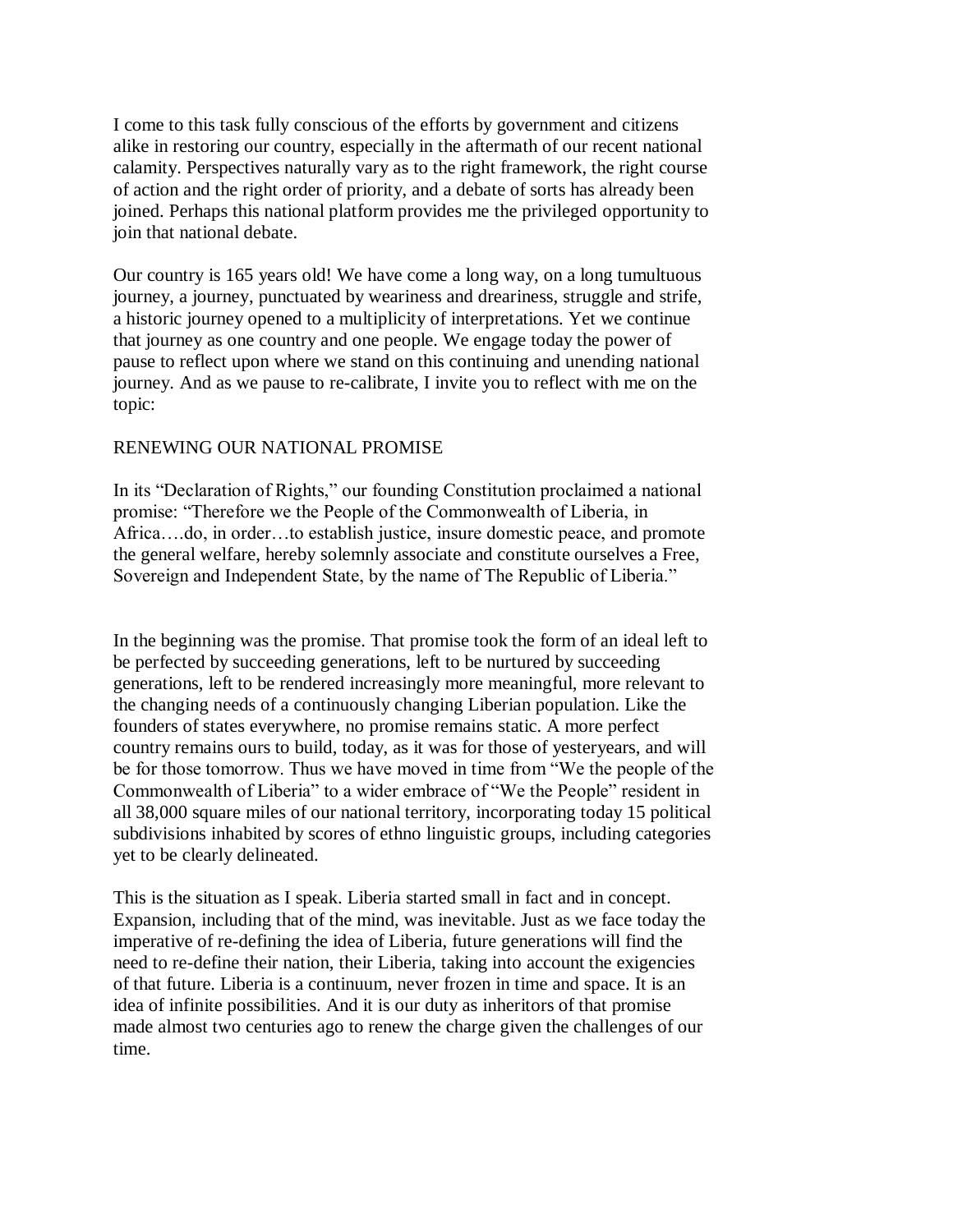I come to this task fully conscious of the efforts by government and citizens alike in restoring our country, especially in the aftermath of our recent national calamity. Perspectives naturally vary as to the right framework, the right course of action and the right order of priority, and a debate of sorts has already been joined. Perhaps this national platform provides me the privileged opportunity to join that national debate.

Our country is 165 years old! We have come a long way, on a long tumultuous journey, a journey, punctuated by weariness and dreariness, struggle and strife, a historic journey opened to a multiplicity of interpretations. Yet we continue that journey as one country and one people. We engage today the power of pause to reflect upon where we stand on this continuing and unending national journey. And as we pause to re-calibrate, I invite you to reflect with me on the topic:

## RENEWING OUR NATIONAL PROMISE

In its "Declaration of Rights," our founding Constitution proclaimed a national promise: "Therefore we the People of the Commonwealth of Liberia, in Africa….do, in order…to establish justice, insure domestic peace, and promote the general welfare, hereby solemnly associate and constitute ourselves a Free, Sovereign and Independent State, by the name of The Republic of Liberia."

In the beginning was the promise. That promise took the form of an ideal left to be perfected by succeeding generations, left to be nurtured by succeeding generations, left to be rendered increasingly more meaningful, more relevant to the changing needs of a continuously changing Liberian population. Like the founders of states everywhere, no promise remains static. A more perfect country remains ours to build, today, as it was for those of yesteryears, and will be for those tomorrow. Thus we have moved in time from "We the people of the Commonwealth of Liberia" to a wider embrace of "We the People" resident in all 38,000 square miles of our national territory, incorporating today 15 political subdivisions inhabited by scores of ethno linguistic groups, including categories yet to be clearly delineated.

This is the situation as I speak. Liberia started small in fact and in concept. Expansion, including that of the mind, was inevitable. Just as we face today the imperative of re-defining the idea of Liberia, future generations will find the need to re-define their nation, their Liberia, taking into account the exigencies of that future. Liberia is a continuum, never frozen in time and space. It is an idea of infinite possibilities. And it is our duty as inheritors of that promise made almost two centuries ago to renew the charge given the challenges of our time.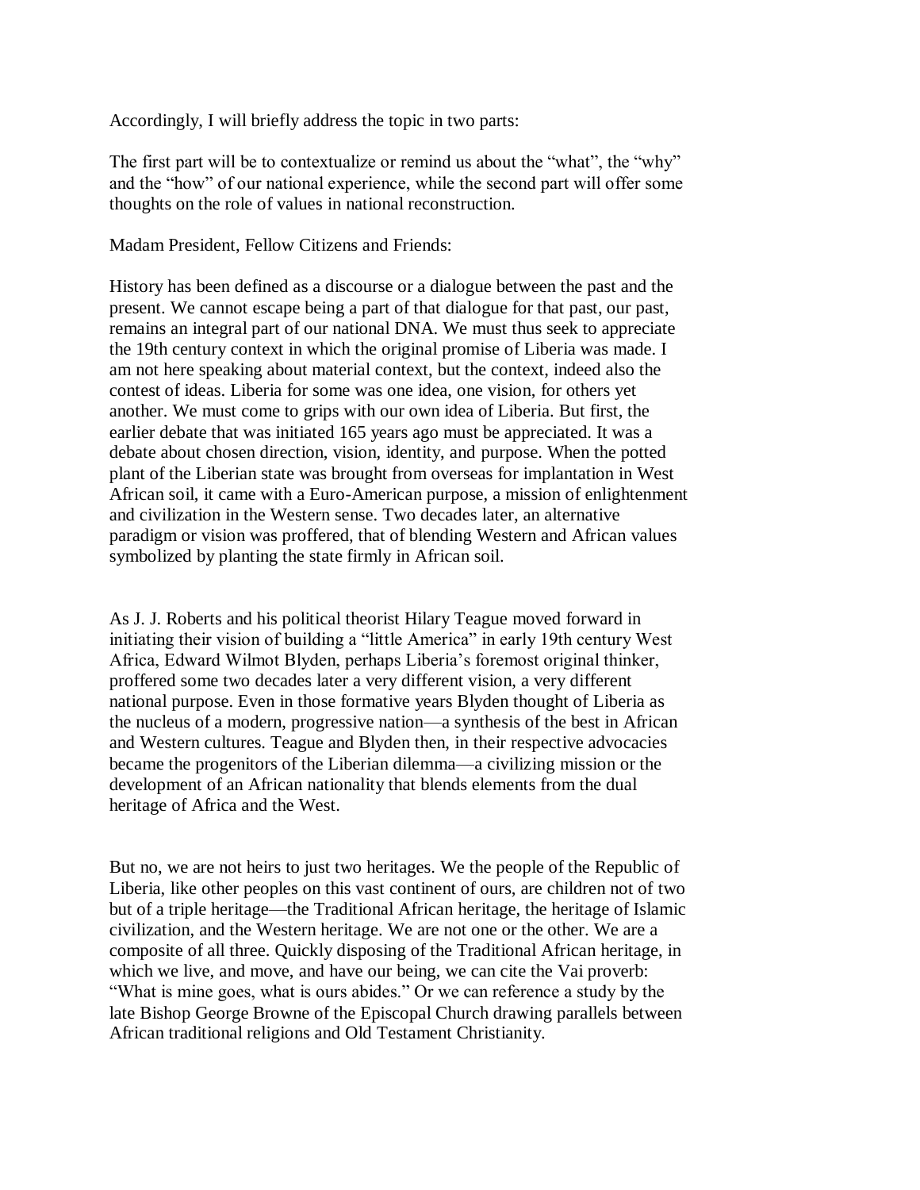Accordingly, I will briefly address the topic in two parts:

The first part will be to contextualize or remind us about the "what", the "why" and the "how" of our national experience, while the second part will offer some thoughts on the role of values in national reconstruction.

Madam President, Fellow Citizens and Friends:

History has been defined as a discourse or a dialogue between the past and the present. We cannot escape being a part of that dialogue for that past, our past, remains an integral part of our national DNA. We must thus seek to appreciate the 19th century context in which the original promise of Liberia was made. I am not here speaking about material context, but the context, indeed also the contest of ideas. Liberia for some was one idea, one vision, for others yet another. We must come to grips with our own idea of Liberia. But first, the earlier debate that was initiated 165 years ago must be appreciated. It was a debate about chosen direction, vision, identity, and purpose. When the potted plant of the Liberian state was brought from overseas for implantation in West African soil, it came with a Euro-American purpose, a mission of enlightenment and civilization in the Western sense. Two decades later, an alternative paradigm or vision was proffered, that of blending Western and African values symbolized by planting the state firmly in African soil.

As J. J. Roberts and his political theorist Hilary Teague moved forward in initiating their vision of building a "little America" in early 19th century West Africa, Edward Wilmot Blyden, perhaps Liberia's foremost original thinker, proffered some two decades later a very different vision, a very different national purpose. Even in those formative years Blyden thought of Liberia as the nucleus of a modern, progressive nation—a synthesis of the best in African and Western cultures. Teague and Blyden then, in their respective advocacies became the progenitors of the Liberian dilemma—a civilizing mission or the development of an African nationality that blends elements from the dual heritage of Africa and the West.

But no, we are not heirs to just two heritages. We the people of the Republic of Liberia, like other peoples on this vast continent of ours, are children not of two but of a triple heritage—the Traditional African heritage, the heritage of Islamic civilization, and the Western heritage. We are not one or the other. We are a composite of all three. Quickly disposing of the Traditional African heritage, in which we live, and move, and have our being, we can cite the Vai proverb: "What is mine goes, what is ours abides." Or we can reference a study by the late Bishop George Browne of the Episcopal Church drawing parallels between African traditional religions and Old Testament Christianity.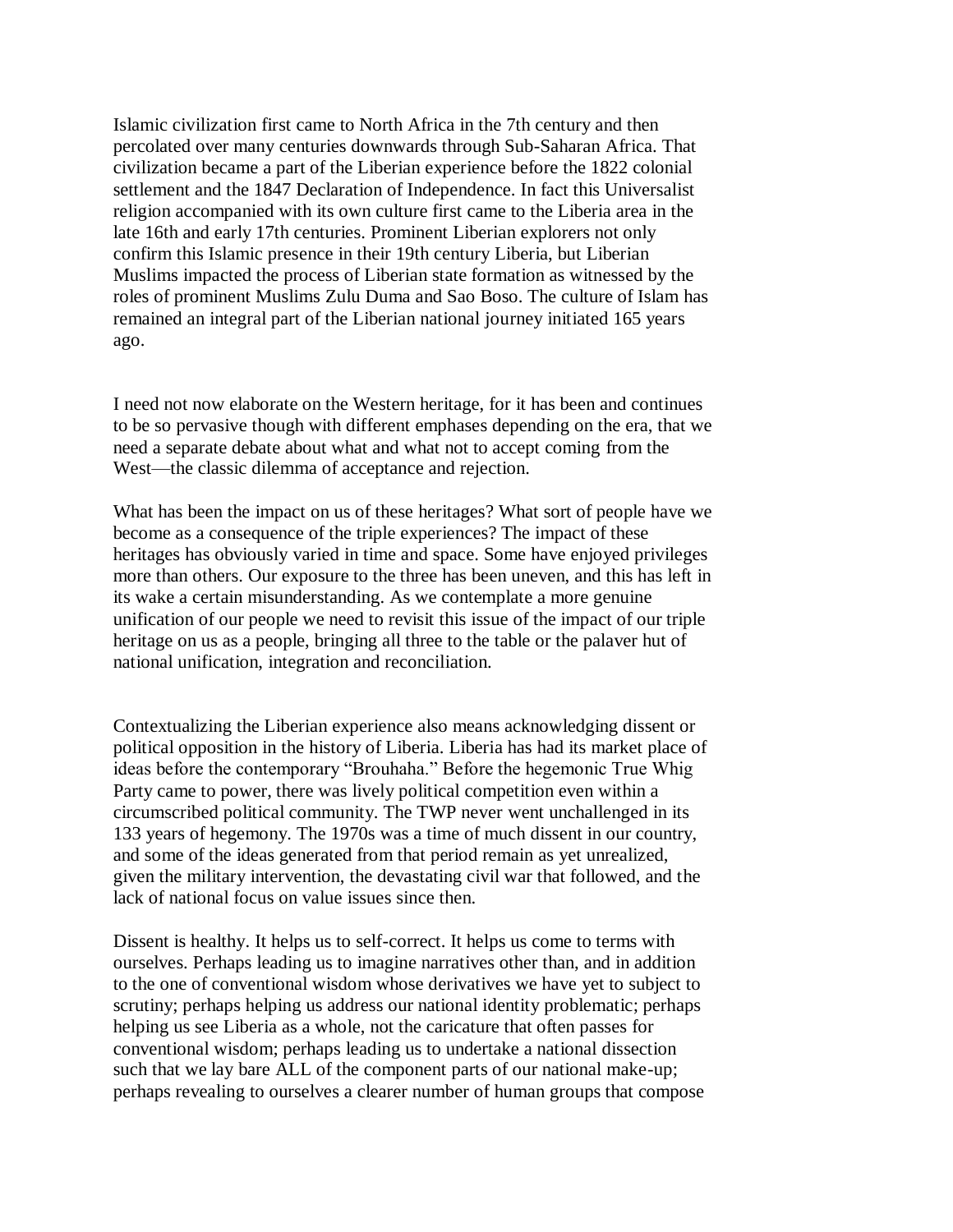Islamic civilization first came to North Africa in the 7th century and then percolated over many centuries downwards through Sub-Saharan Africa. That civilization became a part of the Liberian experience before the 1822 colonial settlement and the 1847 Declaration of Independence. In fact this Universalist religion accompanied with its own culture first came to the Liberia area in the late 16th and early 17th centuries. Prominent Liberian explorers not only confirm this Islamic presence in their 19th century Liberia, but Liberian Muslims impacted the process of Liberian state formation as witnessed by the roles of prominent Muslims Zulu Duma and Sao Boso. The culture of Islam has remained an integral part of the Liberian national journey initiated 165 years ago.

I need not now elaborate on the Western heritage, for it has been and continues to be so pervasive though with different emphases depending on the era, that we need a separate debate about what and what not to accept coming from the West—the classic dilemma of acceptance and rejection.

What has been the impact on us of these heritages? What sort of people have we become as a consequence of the triple experiences? The impact of these heritages has obviously varied in time and space. Some have enjoyed privileges more than others. Our exposure to the three has been uneven, and this has left in its wake a certain misunderstanding. As we contemplate a more genuine unification of our people we need to revisit this issue of the impact of our triple heritage on us as a people, bringing all three to the table or the palaver hut of national unification, integration and reconciliation.

Contextualizing the Liberian experience also means acknowledging dissent or political opposition in the history of Liberia. Liberia has had its market place of ideas before the contemporary "Brouhaha." Before the hegemonic True Whig Party came to power, there was lively political competition even within a circumscribed political community. The TWP never went unchallenged in its 133 years of hegemony. The 1970s was a time of much dissent in our country, and some of the ideas generated from that period remain as yet unrealized, given the military intervention, the devastating civil war that followed, and the lack of national focus on value issues since then.

Dissent is healthy. It helps us to self-correct. It helps us come to terms with ourselves. Perhaps leading us to imagine narratives other than, and in addition to the one of conventional wisdom whose derivatives we have yet to subject to scrutiny; perhaps helping us address our national identity problematic; perhaps helping us see Liberia as a whole, not the caricature that often passes for conventional wisdom; perhaps leading us to undertake a national dissection such that we lay bare ALL of the component parts of our national make-up; perhaps revealing to ourselves a clearer number of human groups that compose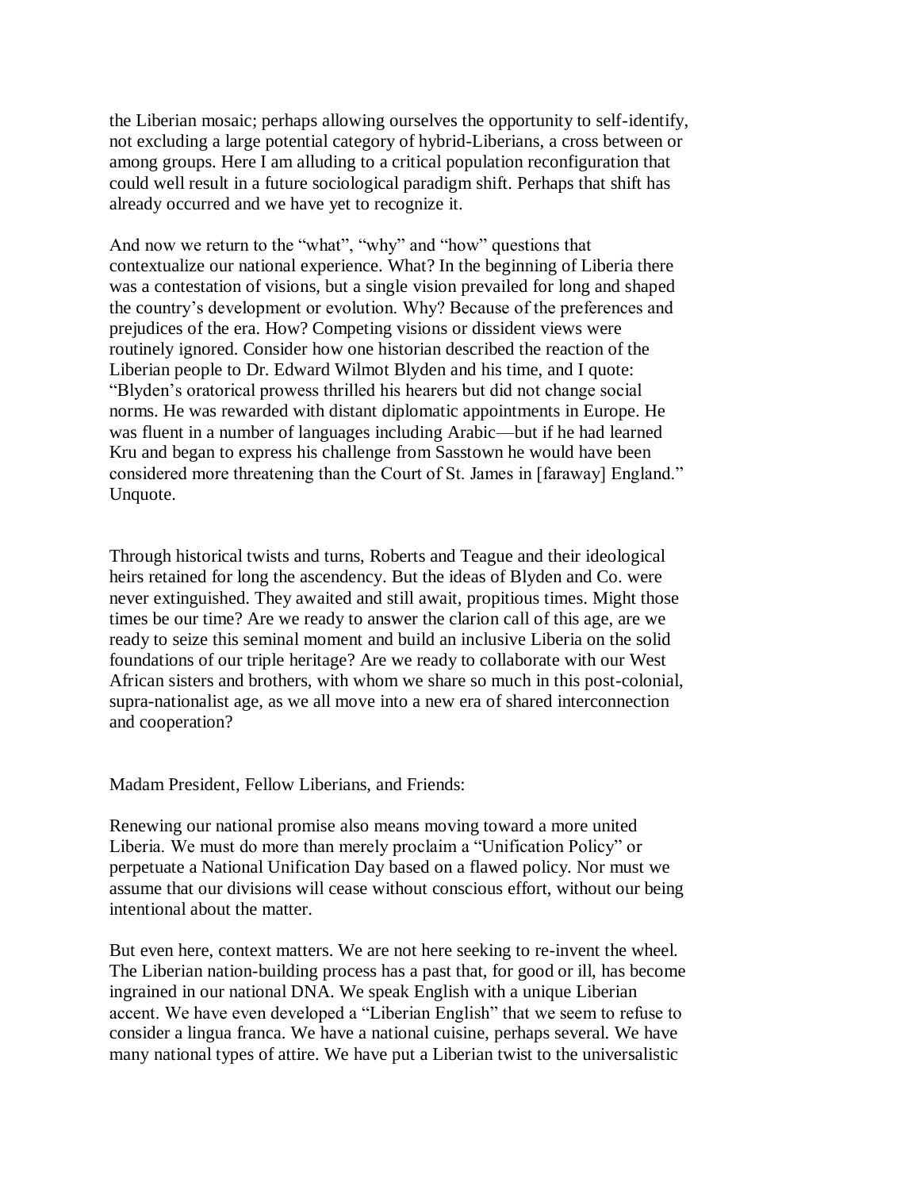the Liberian mosaic; perhaps allowing ourselves the opportunity to self-identify, not excluding a large potential category of hybrid-Liberians, a cross between or among groups. Here I am alluding to a critical population reconfiguration that could well result in a future sociological paradigm shift. Perhaps that shift has already occurred and we have yet to recognize it.

And now we return to the "what", "why" and "how" questions that contextualize our national experience. What? In the beginning of Liberia there was a contestation of visions, but a single vision prevailed for long and shaped the country's development or evolution. Why? Because of the preferences and prejudices of the era. How? Competing visions or dissident views were routinely ignored. Consider how one historian described the reaction of the Liberian people to Dr. Edward Wilmot Blyden and his time, and I quote: "Blyden's oratorical prowess thrilled his hearers but did not change social norms. He was rewarded with distant diplomatic appointments in Europe. He was fluent in a number of languages including Arabic—but if he had learned Kru and began to express his challenge from Sasstown he would have been considered more threatening than the Court of St. James in [faraway] England." Unquote.

Through historical twists and turns, Roberts and Teague and their ideological heirs retained for long the ascendency. But the ideas of Blyden and Co. were never extinguished. They awaited and still await, propitious times. Might those times be our time? Are we ready to answer the clarion call of this age, are we ready to seize this seminal moment and build an inclusive Liberia on the solid foundations of our triple heritage? Are we ready to collaborate with our West African sisters and brothers, with whom we share so much in this post-colonial, supra-nationalist age, as we all move into a new era of shared interconnection and cooperation?

Madam President, Fellow Liberians, and Friends:

Renewing our national promise also means moving toward a more united Liberia. We must do more than merely proclaim a "Unification Policy" or perpetuate a National Unification Day based on a flawed policy. Nor must we assume that our divisions will cease without conscious effort, without our being intentional about the matter.

But even here, context matters. We are not here seeking to re-invent the wheel. The Liberian nation-building process has a past that, for good or ill, has become ingrained in our national DNA. We speak English with a unique Liberian accent. We have even developed a "Liberian English" that we seem to refuse to consider a lingua franca. We have a national cuisine, perhaps several. We have many national types of attire. We have put a Liberian twist to the universalistic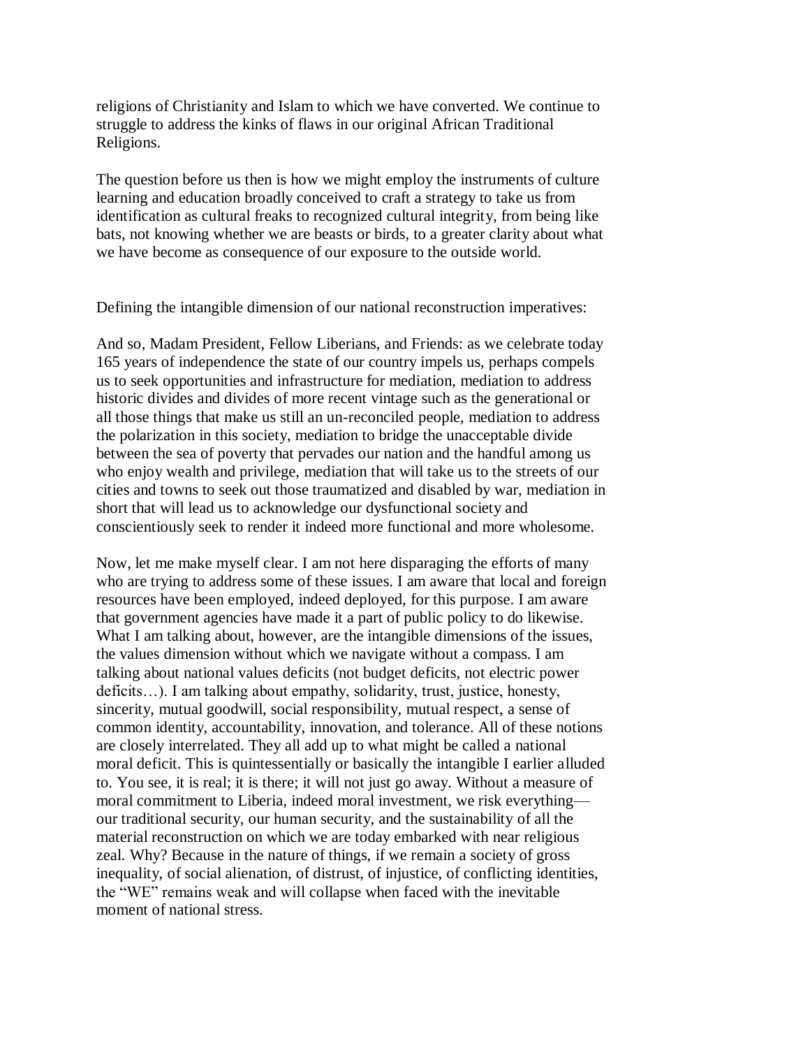religions of Christianity and Islam to which we have converted. We continue to struggle to address the kinks of flaws in our original African Traditional Religions.

The question before us then is how we might employ the instruments of culture learning and education broadly conceived to craft a strategy to take us from identification as cultural freaks to recognized cultural integrity, from being like bats, not knowing whether we are beasts or birds, to a greater clarity about what we have become as consequence of our exposure to the outside world.

Defining the intangible dimension of our national reconstruction imperatives:

And so, Madam President, Fellow Liberians, and Friends: as we celebrate today 165 years of independence the state of our country impels us, perhaps compels us to seek opportunities and infrastructure for mediation, mediation to address historic divides and divides of more recent vintage such as the generational or all those things that make us still an un-reconciled people, mediation to address the polarization in this society, mediation to bridge the unacceptable divide between the sea of poverty that pervades our nation and the handful among us who enjoy wealth and privilege, mediation that will take us to the streets of our cities and towns to seek out those traumatized and disabled by war, mediation in short that will lead us to acknowledge our dysfunctional society and conscientiously seek to render it indeed more functional and more wholesome.

Now, let me make myself clear. I am not here disparaging the efforts of many who are trying to address some of these issues. I am aware that local and foreign resources have been employed, indeed deployed, for this purpose. I am aware that government agencies have made it a part of public policy to do likewise. What I am talking about, however, are the intangible dimensions of the issues, the values dimension without which we navigate without a compass. I am talking about national values deficits (not budget deficits, not electric power deficits…). I am talking about empathy, solidarity, trust, justice, honesty, sincerity, mutual goodwill, social responsibility, mutual respect, a sense of common identity, accountability, innovation, and tolerance. All of these notions are closely interrelated. They all add up to what might be called a national moral deficit. This is quintessentially or basically the intangible I earlier alluded to. You see, it is real; it is there; it will not just go away. Without a measure of moral commitment to Liberia, indeed moral investment, we risk everything—our traditional security, our human security, and the sustainability of all the material reconstruction on which we are today embarked with near religious zeal. Why? Because in the nature of things, if we remain a society of gross inequality, of social alienation, of distrust, of injustice, of conflicting identities, the "WE" remains weak and will collapse when faced with the inevitable moment of national stress.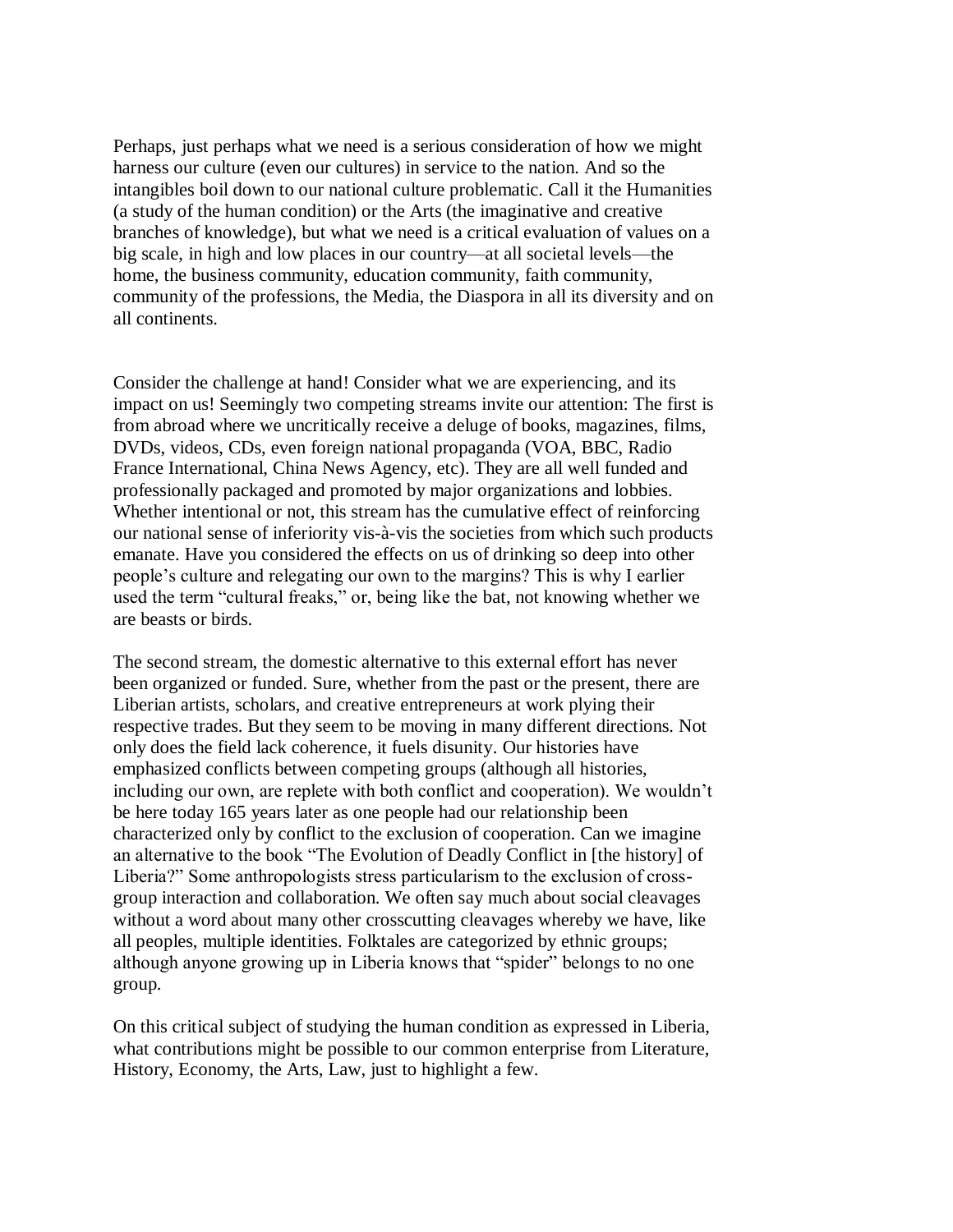Perhaps, just perhaps what we need is a serious consideration of how we might harness our culture (even our cultures) in service to the nation. And so the intangibles boil down to our national culture problematic. Call it the Humanities (a study of the human condition) or the Arts (the imaginative and creative branches of knowledge), but what we need is a critical evaluation of values on a big scale, in high and low places in our country—at all societal levels—the home, the business community, education community, faith community, community of the professions, the Media, the Diaspora in all its diversity and on all continents.

Consider the challenge at hand! Consider what we are experiencing, and its impact on us! Seemingly two competing streams invite our attention: The first is from abroad where we uncritically receive a deluge of books, magazines, films, DVDs, videos, CDs, even foreign national propaganda (VOA, BBC, Radio France International, China News Agency, etc). They are all well funded and professionally packaged and promoted by major organizations and lobbies. Whether intentional or not, this stream has the cumulative effect of reinforcing our national sense of inferiority vis-à-vis the societies from which such products emanate. Have you considered the effects on us of drinking so deep into other people's culture and relegating our own to the margins? This is why I earlier used the term "cultural freaks," or, being like the bat, not knowing whether we are beasts or birds.

The second stream, the domestic alternative to this external effort has never been organized or funded. Sure, whether from the past or the present, there are Liberian artists, scholars, and creative entrepreneurs at work plying their respective trades. But they seem to be moving in many different directions. Not only does the field lack coherence, it fuels disunity. Our histories have emphasized conflicts between competing groups (although all histories, including our own, are replete with both conflict and cooperation). We wouldn't be here today 165 years later as one people had our relationship been characterized only by conflict to the exclusion of cooperation. Can we imagine an alternative to the book "The Evolution of Deadly Conflict in [the history] of Liberia?" Some anthropologists stress particularism to the exclusion of cross-group interaction and collaboration. We often say much about social cleavages without a word about many other crosscutting cleavages whereby we have, like all peoples, multiple identities. Folktales are categorized by ethnic groups; although anyone growing up in Liberia knows that "spider" belongs to no one group.

On this critical subject of studying the human condition as expressed in Liberia, what contributions might be possible to our common enterprise from Literature, History, Economy, the Arts, Law, just to highlight a few.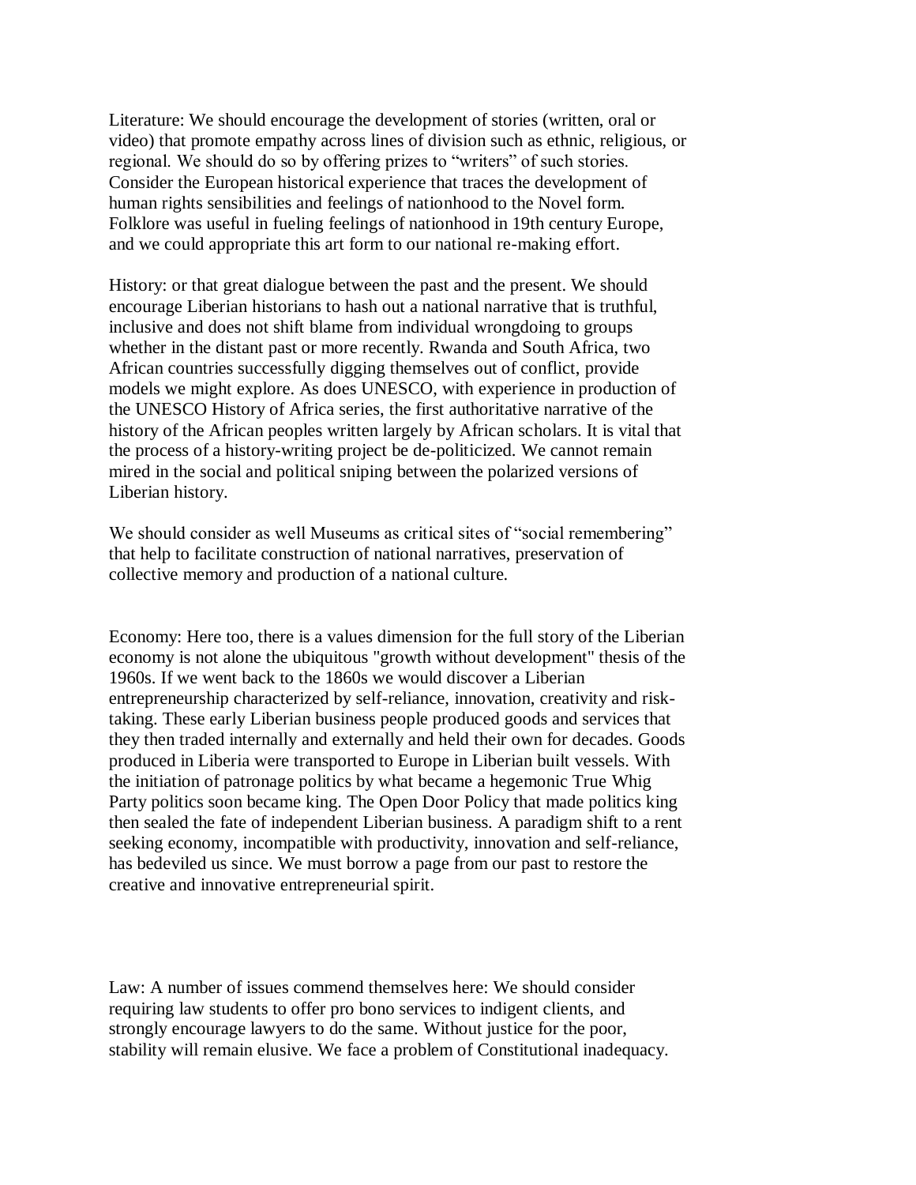Literature: We should encourage the development of stories (written, oral or video) that promote empathy across lines of division such as ethnic, religious, or regional. We should do so by offering prizes to "writers" of such stories. Consider the European historical experience that traces the development of human rights sensibilities and feelings of nationhood to the Novel form. Folklore was useful in fueling feelings of nationhood in 19th century Europe, and we could appropriate this art form to our national re-making effort.

History: or that great dialogue between the past and the present. We should encourage Liberian historians to hash out a national narrative that is truthful, inclusive and does not shift blame from individual wrongdoing to groups whether in the distant past or more recently. Rwanda and South Africa, two African countries successfully digging themselves out of conflict, provide models we might explore. As does UNESCO, with experience in production of the UNESCO History of Africa series, the first authoritative narrative of the history of the African peoples written largely by African scholars. It is vital that the process of a history-writing project be de-politicized. We cannot remain mired in the social and political sniping between the polarized versions of Liberian history.

We should consider as well Museums as critical sites of "social remembering" that help to facilitate construction of national narratives, preservation of collective memory and production of a national culture.

Economy: Here too, there is a values dimension for the full story of the Liberian economy is not alone the ubiquitous "growth without development" thesis of the 1960s. If we went back to the 1860s we would discover a Liberian entrepreneurship characterized by self-reliance, innovation, creativity and risk-taking. These early Liberian business people produced goods and services that they then traded internally and externally and held their own for decades. Goods produced in Liberia were transported to Europe in Liberian built vessels. With the initiation of patronage politics by what became a hegemonic True Whig Party politics soon became king. The Open Door Policy that made politics king then sealed the fate of independent Liberian business. A paradigm shift to a rent seeking economy, incompatible with productivity, innovation and self-reliance, has bedeviled us since. We must borrow a page from our past to restore the creative and innovative entrepreneurial spirit.

Law: A number of issues commend themselves here: We should consider requiring law students to offer pro bono services to indigent clients, and strongly encourage lawyers to do the same. Without justice for the poor, stability will remain elusive. We face a problem of Constitutional inadequacy.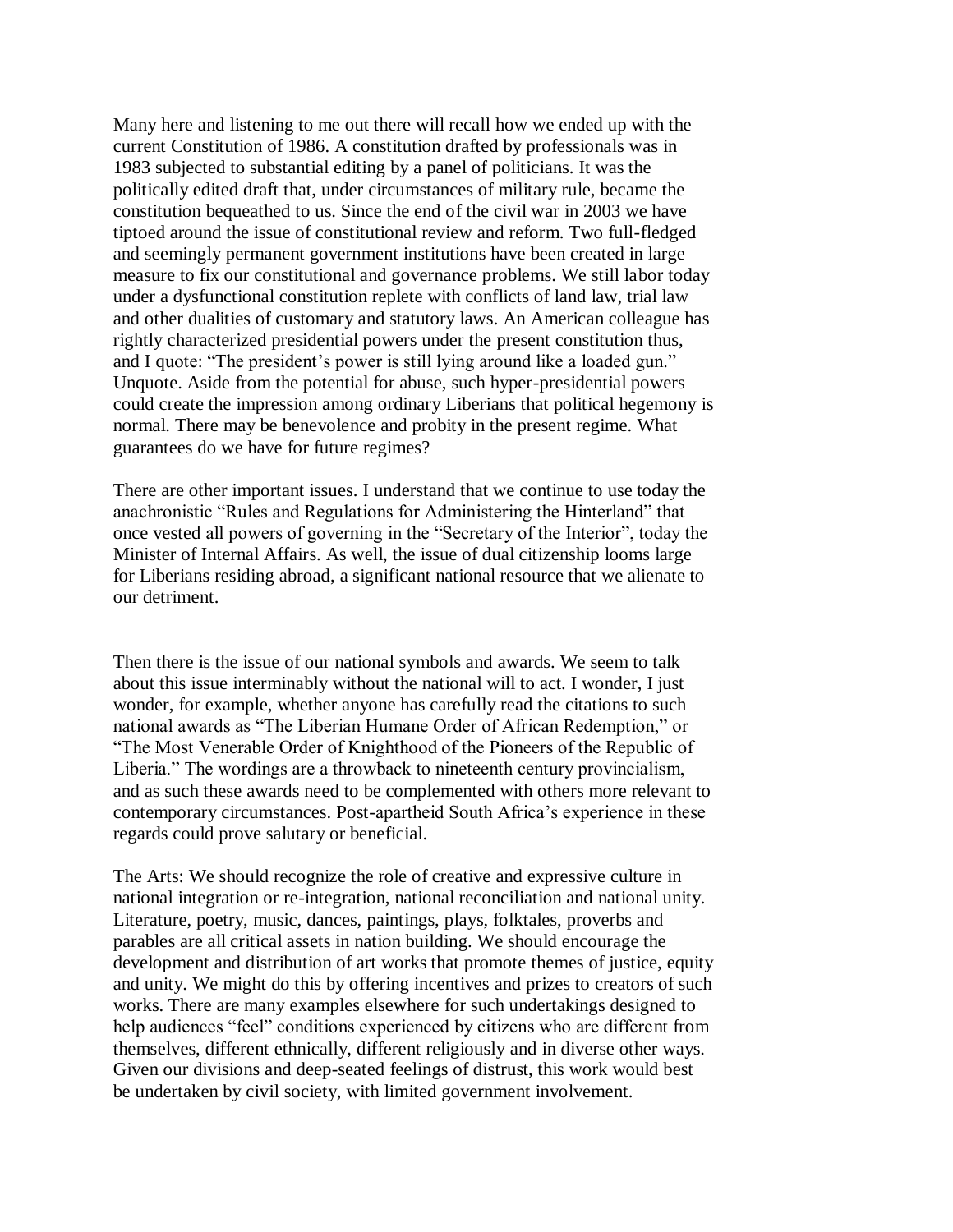Many here and listening to me out there will recall how we ended up with the current Constitution of 1986. A constitution drafted by professionals was in 1983 subjected to substantial editing by a panel of politicians. It was the politically edited draft that, under circumstances of military rule, became the constitution bequeathed to us. Since the end of the civil war in 2003 we have tiptoed around the issue of constitutional review and reform. Two full-fledged and seemingly permanent government institutions have been created in large measure to fix our constitutional and governance problems. We still labor today under a dysfunctional constitution replete with conflicts of land law, trial law and other dualities of customary and statutory laws. An American colleague has rightly characterized presidential powers under the present constitution thus, and I quote: "The president's power is still lying around like a loaded gun." Unquote. Aside from the potential for abuse, such hyper-presidential powers could create the impression among ordinary Liberians that political hegemony is normal. There may be benevolence and probity in the present regime. What guarantees do we have for future regimes?

There are other important issues. I understand that we continue to use today the anachronistic "Rules and Regulations for Administering the Hinterland" that once vested all powers of governing in the "Secretary of the Interior", today the Minister of Internal Affairs. As well, the issue of dual citizenship looms large for Liberians residing abroad, a significant national resource that we alienate to our detriment.

Then there is the issue of our national symbols and awards. We seem to talk about this issue interminably without the national will to act. I wonder, I just wonder, for example, whether anyone has carefully read the citations to such national awards as "The Liberian Humane Order of African Redemption," or "The Most Venerable Order of Knighthood of the Pioneers of the Republic of Liberia." The wordings are a throwback to nineteenth century provincialism, and as such these awards need to be complemented with others more relevant to contemporary circumstances. Post-apartheid South Africa's experience in these regards could prove salutary or beneficial.

The Arts: We should recognize the role of creative and expressive culture in national integration or re-integration, national reconciliation and national unity. Literature, poetry, music, dances, paintings, plays, folktales, proverbs and parables are all critical assets in nation building. We should encourage the development and distribution of art works that promote themes of justice, equity and unity. We might do this by offering incentives and prizes to creators of such works. There are many examples elsewhere for such undertakings designed to help audiences "feel" conditions experienced by citizens who are different from themselves, different ethnically, different religiously and in diverse other ways. Given our divisions and deep-seated feelings of distrust, this work would best be undertaken by civil society, with limited government involvement.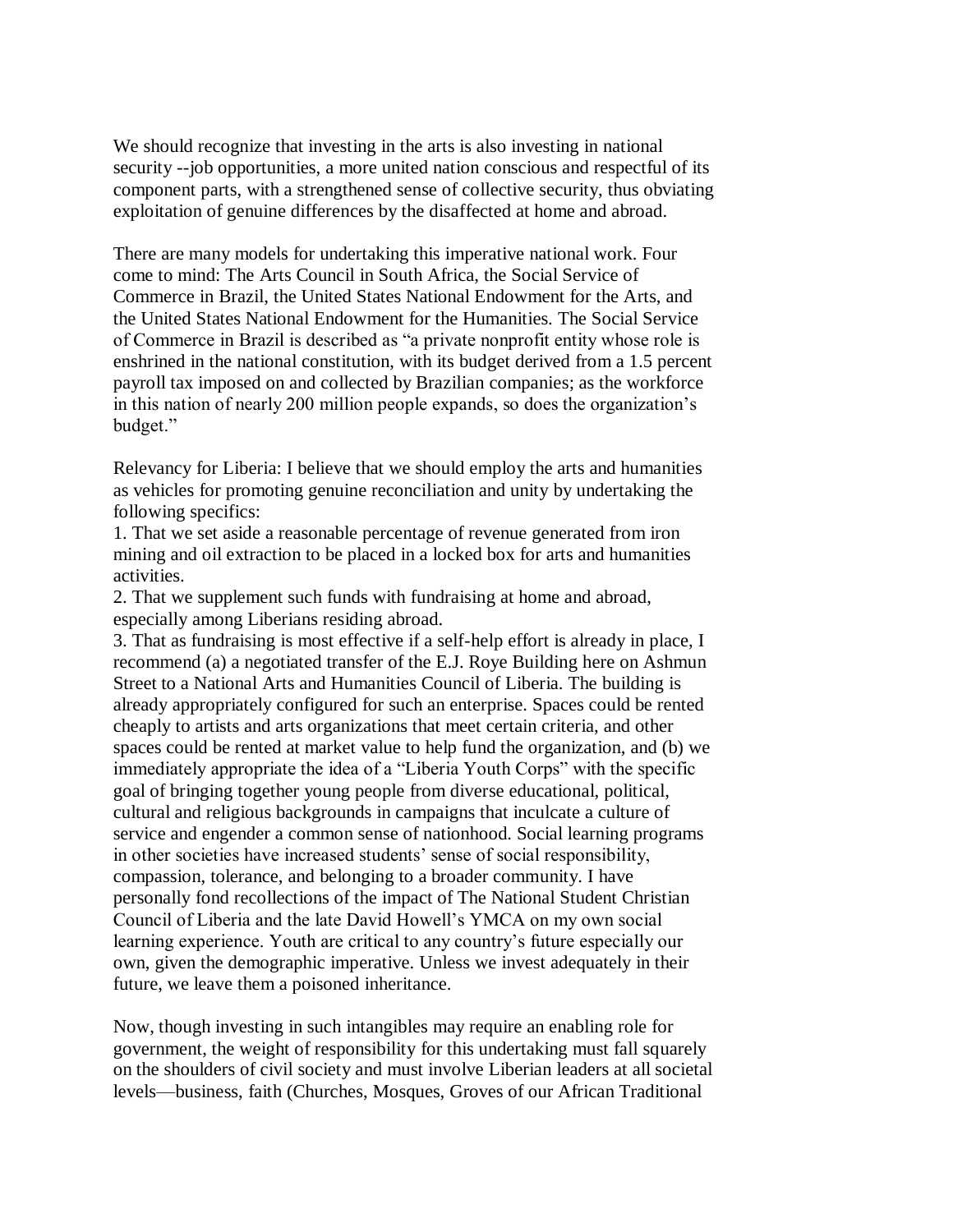We should recognize that investing in the arts is also investing in national security --job opportunities, a more united nation conscious and respectful of its component parts, with a strengthened sense of collective security, thus obviating exploitation of genuine differences by the disaffected at home and abroad.

There are many models for undertaking this imperative national work. Four come to mind: The Arts Council in South Africa, the Social Service of Commerce in Brazil, the United States National Endowment for the Arts, and the United States National Endowment for the Humanities. The Social Service of Commerce in Brazil is described as "a private nonprofit entity whose role is enshrined in the national constitution, with its budget derived from a 1.5 percent payroll tax imposed on and collected by Brazilian companies; as the workforce in this nation of nearly 200 million people expands, so does the organization's budget."

Relevancy for Liberia: I believe that we should employ the arts and humanities as vehicles for promoting genuine reconciliation and unity by undertaking the following specifics:

1. That we set aside a reasonable percentage of revenue generated from iron mining and oil extraction to be placed in a locked box for arts and humanities activities.
2. That we supplement such funds with fundraising at home and abroad, especially among Liberians residing abroad.
3. That as fundraising is most effective if a self-help effort is already in place, I recommend (a) a negotiated transfer of the E.J. Roye Building here on Ashmun Street to a National Arts and Humanities Council of Liberia. The building is already appropriately configured for such an enterprise. Spaces could be rented cheaply to artists and arts organizations that meet certain criteria, and other spaces could be rented at market value to help fund the organization, and (b) we immediately appropriate the idea of a "Liberia Youth Corps" with the specific goal of bringing together young people from diverse educational, political, cultural and religious backgrounds in campaigns that inculcate a culture of service and engender a common sense of nationhood. Social learning programs in other societies have increased students' sense of social responsibility, compassion, tolerance, and belonging to a broader community. I have personally fond recollections of the impact of The National Student Christian Council of Liberia and the late David Howell's YMCA on my own social learning experience. Youth are critical to any country's future especially our own, given the demographic imperative. Unless we invest adequately in their future, we leave them a poisoned inheritance.

Now, though investing in such intangibles may require an enabling role for government, the weight of responsibility for this undertaking must fall squarely on the shoulders of civil society and must involve Liberian leaders at all societal levels—business, faith (Churches, Mosques, Groves of our African Traditional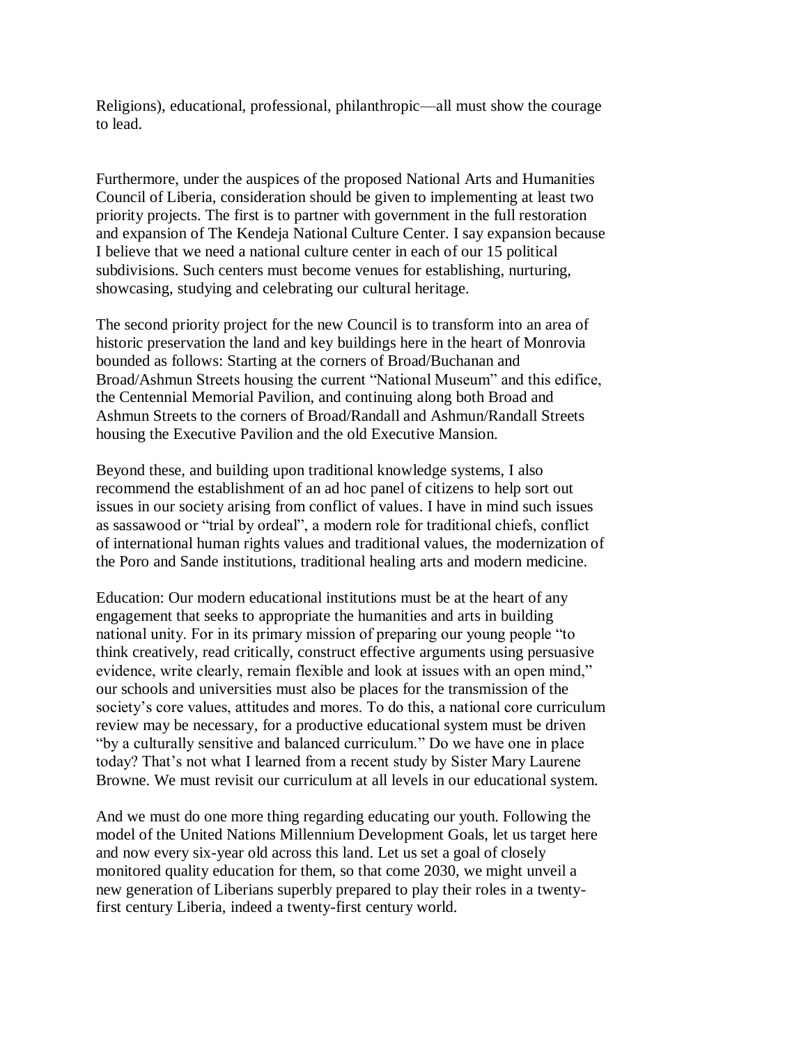Religions), educational, professional, philanthropic—all must show the courage to lead.

Furthermore, under the auspices of the proposed National Arts and Humanities Council of Liberia, consideration should be given to implementing at least two priority projects. The first is to partner with government in the full restoration and expansion of The Kendeja National Culture Center. I say expansion because I believe that we need a national culture center in each of our 15 political subdivisions. Such centers must become venues for establishing, nurturing, showcasing, studying and celebrating our cultural heritage.

The second priority project for the new Council is to transform into an area of historic preservation the land and key buildings here in the heart of Monrovia bounded as follows: Starting at the corners of Broad/Buchanan and Broad/Ashmun Streets housing the current "National Museum" and this edifice, the Centennial Memorial Pavilion, and continuing along both Broad and Ashmun Streets to the corners of Broad/Randall and Ashmun/Randall Streets housing the Executive Pavilion and the old Executive Mansion.

Beyond these, and building upon traditional knowledge systems, I also recommend the establishment of an ad hoc panel of citizens to help sort out issues in our society arising from conflict of values. I have in mind such issues as sassawood or "trial by ordeal", a modern role for traditional chiefs, conflict of international human rights values and traditional values, the modernization of the Poro and Sande institutions, traditional healing arts and modern medicine.

Education: Our modern educational institutions must be at the heart of any engagement that seeks to appropriate the humanities and arts in building national unity. For in its primary mission of preparing our young people "to think creatively, read critically, construct effective arguments using persuasive evidence, write clearly, remain flexible and look at issues with an open mind," our schools and universities must also be places for the transmission of the society's core values, attitudes and mores. To do this, a national core curriculum review may be necessary, for a productive educational system must be driven "by a culturally sensitive and balanced curriculum." Do we have one in place today? That's not what I learned from a recent study by Sister Mary Laurene Browne. We must revisit our curriculum at all levels in our educational system.

And we must do one more thing regarding educating our youth. Following the model of the United Nations Millennium Development Goals, let us target here and now every six-year old across this land. Let us set a goal of closely monitored quality education for them, so that come 2030, we might unveil a new generation of Liberians superbly prepared to play their roles in a twenty-first century Liberia, indeed a twenty-first century world.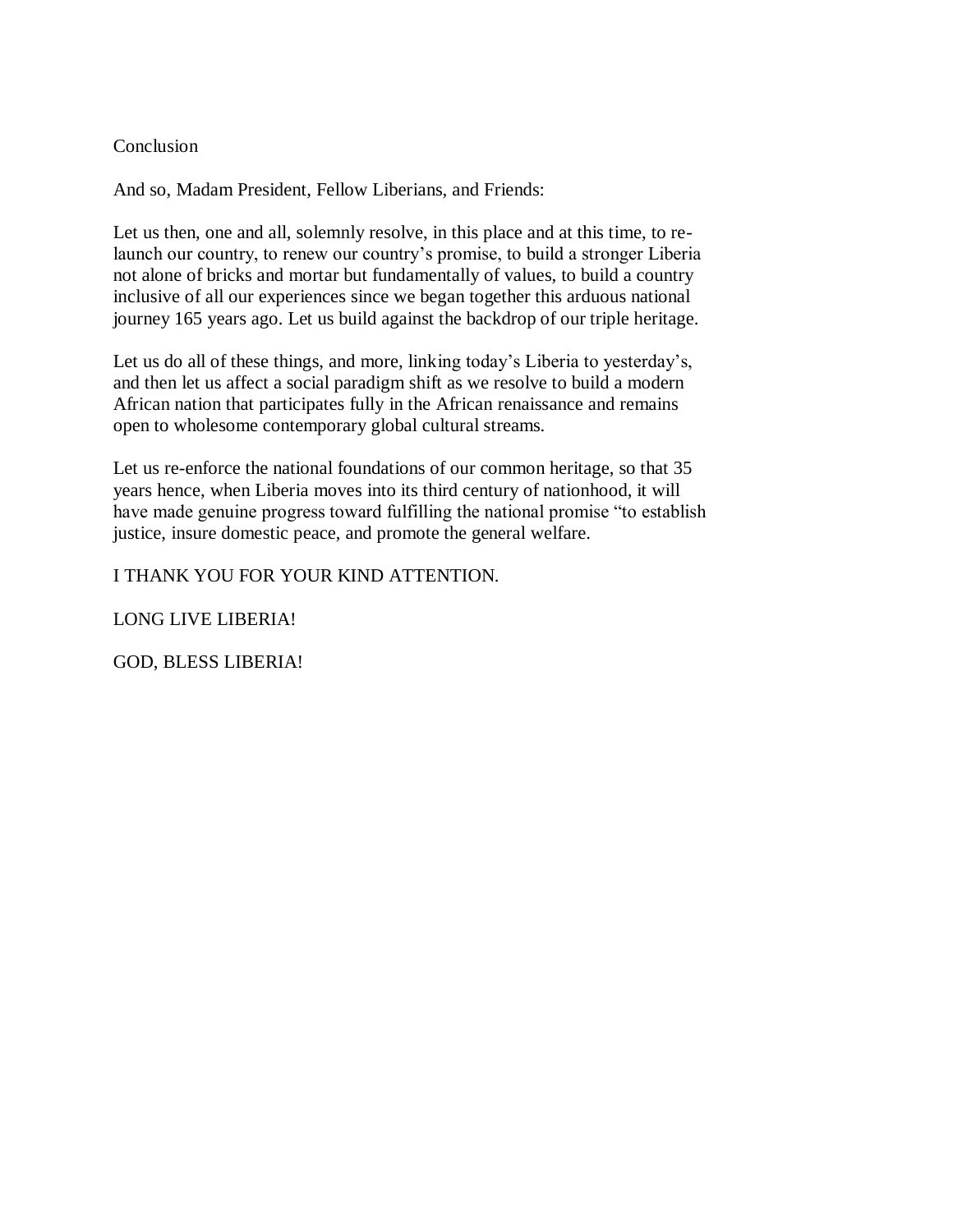## Conclusion

And so, Madam President, Fellow Liberians, and Friends:

Let us then, one and all, solemnly resolve, in this place and at this time, to re-launch our country, to renew our country's promise, to build a stronger Liberia not alone of bricks and mortar but fundamentally of values, to build a country inclusive of all our experiences since we began together this arduous national journey 165 years ago. Let us build against the backdrop of our triple heritage.

Let us do all of these things, and more, linking today's Liberia to yesterday's, and then let us affect a social paradigm shift as we resolve to build a modern African nation that participates fully in the African renaissance and remains open to wholesome contemporary global cultural streams.

Let us re-enforce the national foundations of our common heritage, so that 35 years hence, when Liberia moves into its third century of nationhood, it will have made genuine progress toward fulfilling the national promise "to establish justice, insure domestic peace, and promote the general welfare.

I THANK YOU FOR YOUR KIND ATTENTION.

LONG LIVE LIBERIA!

GOD, BLESS LIBERIA!